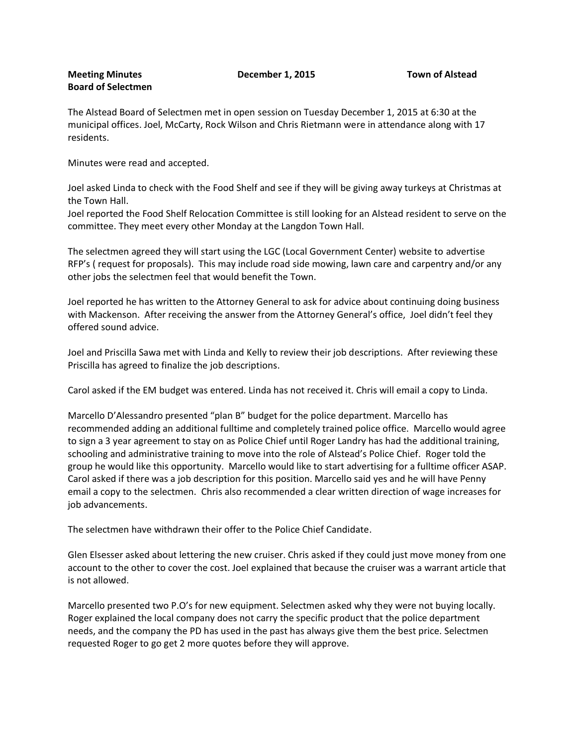**Meeting Minutes** **December 1, 2015** **Town of Alstead**
**Board of Selectmen**

The Alstead Board of Selectmen met in open session on Tuesday December 1, 2015 at 6:30 at the municipal offices. Joel, McCarty, Rock Wilson and Chris Rietmann were in attendance along with 17 residents.

Minutes were read and accepted.

Joel asked Linda to check with the Food Shelf and see if they will be giving away turkeys at Christmas at the Town Hall.
Joel reported the Food Shelf Relocation Committee is still looking for an Alstead resident to serve on the committee. They meet every other Monday at the Langdon Town Hall.

The selectmen agreed they will start using the LGC (Local Government Center) website to advertise RFP's ( request for proposals). This may include road side mowing, lawn care and carpentry and/or any other jobs the selectmen feel that would benefit the Town.

Joel reported he has written to the Attorney General to ask for advice about continuing doing business with Mackenson. After receiving the answer from the Attorney General's office, Joel didn't feel they offered sound advice.

Joel and Priscilla Sawa met with Linda and Kelly to review their job descriptions. After reviewing these Priscilla has agreed to finalize the job descriptions.

Carol asked if the EM budget was entered. Linda has not received it. Chris will email a copy to Linda.

Marcello D'Alessandro presented "plan B" budget for the police department. Marcello has recommended adding an additional fulltime and completely trained police office. Marcello would agree to sign a 3 year agreement to stay on as Police Chief until Roger Landry has had the additional training, schooling and administrative training to move into the role of Alstead's Police Chief. Roger told the group he would like this opportunity. Marcello would like to start advertising for a fulltime officer ASAP. Carol asked if there was a job description for this position. Marcello said yes and he will have Penny email a copy to the selectmen. Chris also recommended a clear written direction of wage increases for job advancements.

The selectmen have withdrawn their offer to the Police Chief Candidate.

Glen Elsesser asked about lettering the new cruiser. Chris asked if they could just move money from one account to the other to cover the cost. Joel explained that because the cruiser was a warrant article that is not allowed.

Marcello presented two P.O's for new equipment. Selectmen asked why they were not buying locally. Roger explained the local company does not carry the specific product that the police department needs, and the company the PD has used in the past has always give them the best price. Selectmen requested Roger to go get 2 more quotes before they will approve.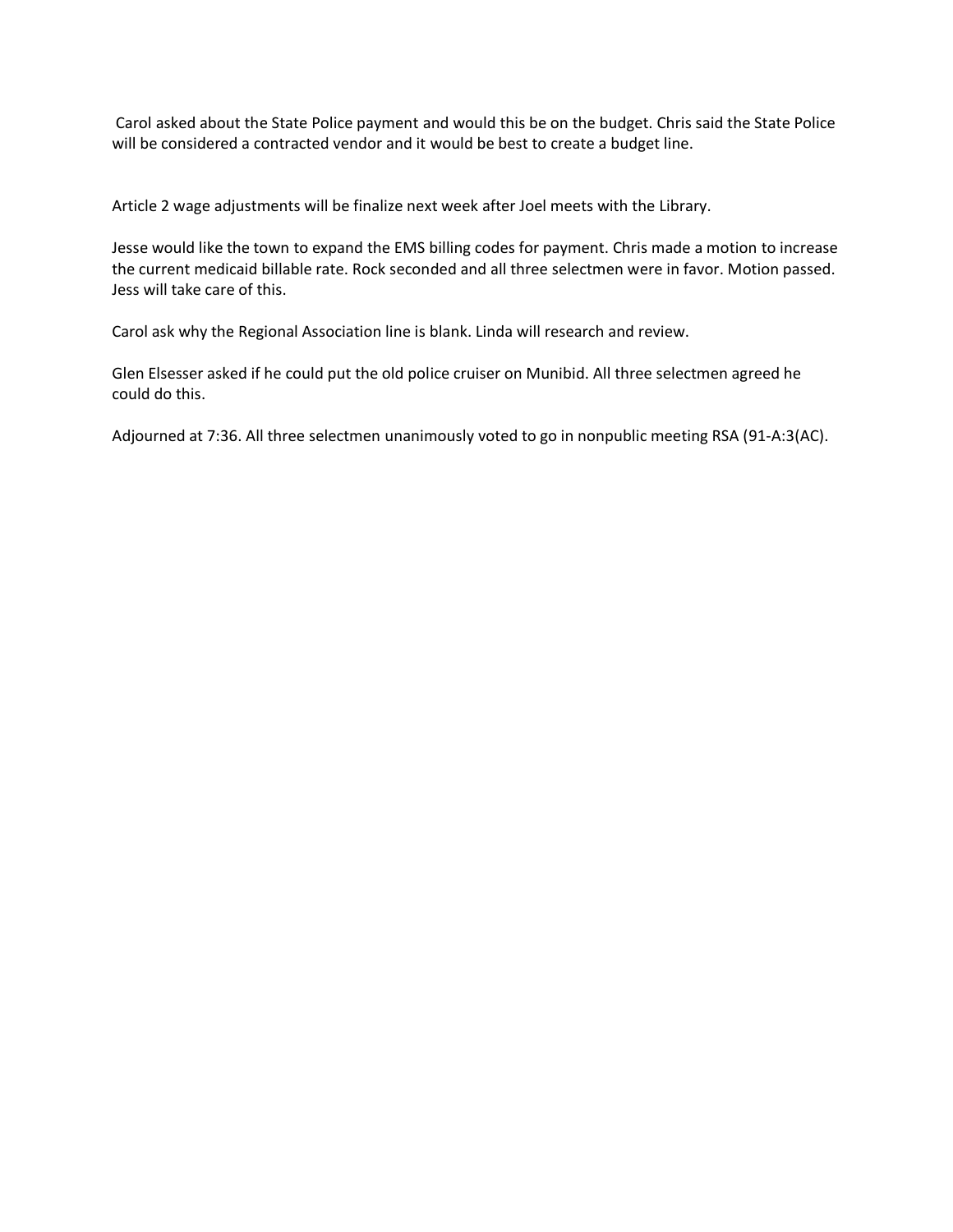Carol asked about the State Police payment and would this be on the budget. Chris said the State Police will be considered a contracted vendor and it would be best to create a budget line.

Article 2 wage adjustments will be finalize next week after Joel meets with the Library.

Jesse would like the town to expand the EMS billing codes for payment. Chris made a motion to increase the current medicaid billable rate. Rock seconded and all three selectmen were in favor. Motion passed. Jess will take care of this.

Carol ask why the Regional Association line is blank. Linda will research and review.

Glen Elsesser asked if he could put the old police cruiser on Munibid. All three selectmen agreed he could do this.

Adjourned at 7:36. All three selectmen unanimously voted to go in nonpublic meeting RSA (91-A:3(AC).